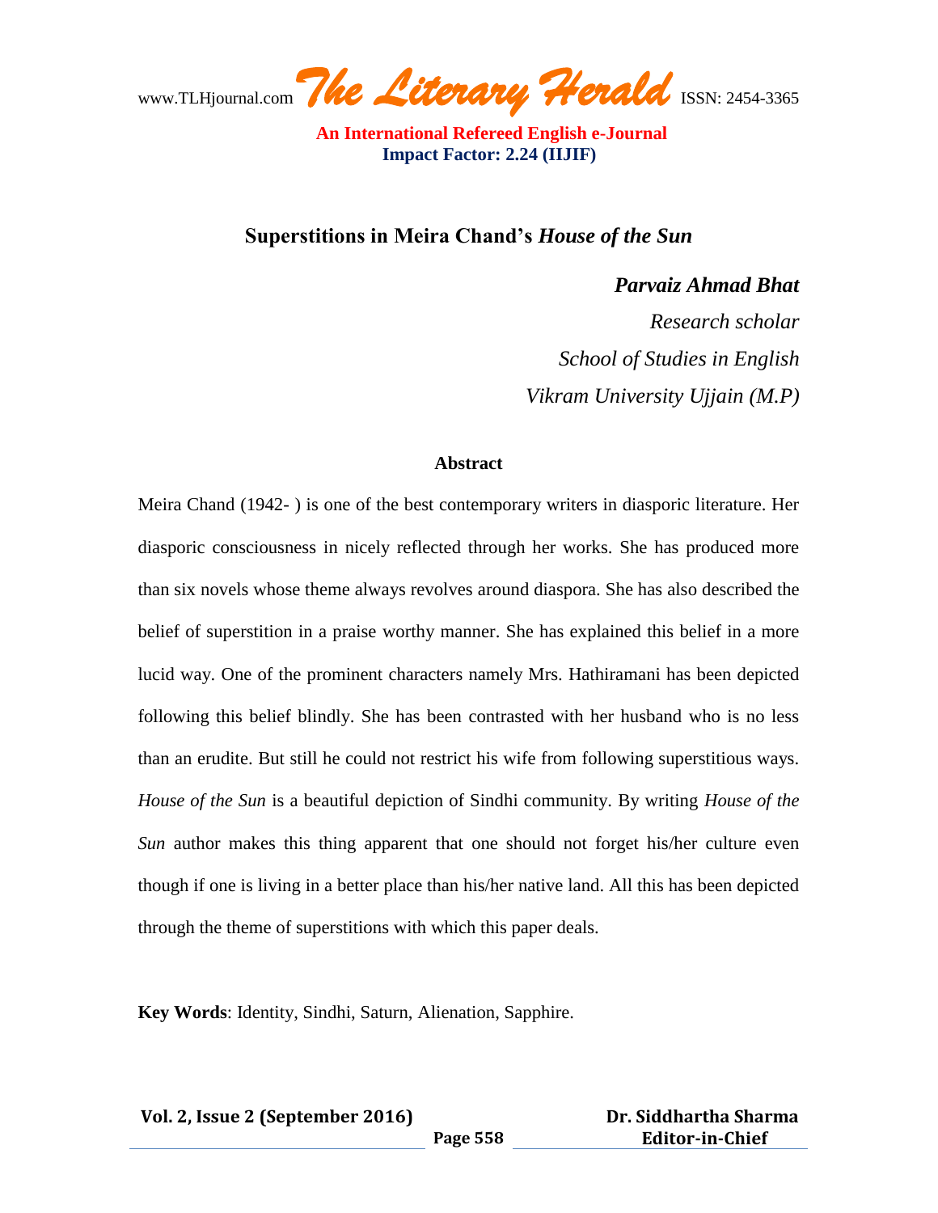# Superstitions in Meira Chand's *House of the Sun*

***Parvaiz Ahmad Bhat***

*Research scholar*

*School of Studies in English*

*Vikram University Ujjain (M.P)*

## Abstract

Meira Chand (1942- ) is one of the best contemporary writers in diasporic literature. Her diasporic consciousness in nicely reflected through her works. She has produced more than six novels whose theme always revolves around diaspora. She has also described the belief of superstition in a praise worthy manner. She has explained this belief in a more lucid way. One of the prominent characters namely Mrs. Hathiramani has been depicted following this belief blindly. She has been contrasted with her husband who is no less than an erudite. But still he could not restrict his wife from following superstitious ways. *House of the Sun* is a beautiful depiction of Sindhi community. By writing *House of the Sun* author makes this thing apparent that one should not forget his/her culture even though if one is living in a better place than his/her native land. All this has been depicted through the theme of superstitions with which this paper deals.

**Key Words**: Identity, Sindhi, Saturn, Alienation, Sapphire.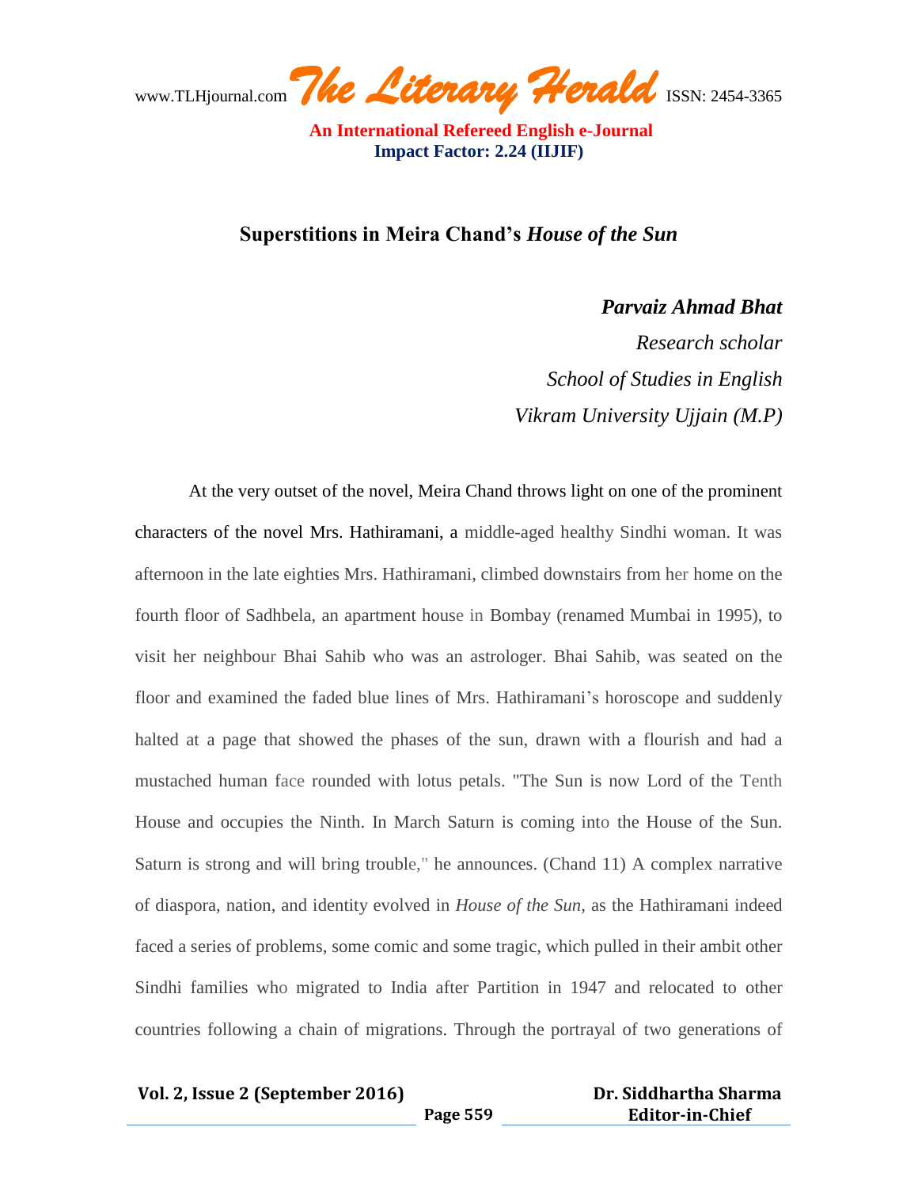## Superstitions in Meira Chand's *House of the Sun*

***Parvaiz Ahmad Bhat***

*Research scholar*

*School of Studies in English*

*Vikram University Ujjain (M.P)*

At the very outset of the novel, Meira Chand throws light on one of the prominent characters of the novel Mrs. Hathiramani, a middle-aged healthy Sindhi woman. It was afternoon in the late eighties Mrs. Hathiramani, climbed downstairs from her home on the fourth floor of Sadhbela, an apartment house in Bombay (renamed Mumbai in 1995), to visit her neighbour Bhai Sahib who was an astrologer. Bhai Sahib, was seated on the floor and examined the faded blue lines of Mrs. Hathiramani's horoscope and suddenly halted at a page that showed the phases of the sun, drawn with a flourish and had a mustached human face rounded with lotus petals. "The Sun is now Lord of the Tenth House and occupies the Ninth. In March Saturn is coming into the House of the Sun. Saturn is strong and will bring trouble," he announces. (Chand 11) A complex narrative of diaspora, nation, and identity evolved in *House of the Sun,* as the Hathiramani indeed faced a series of problems, some comic and some tragic, which pulled in their ambit other Sindhi families who migrated to India after Partition in 1947 and relocated to other countries following a chain of migrations. Through the portrayal of two generations of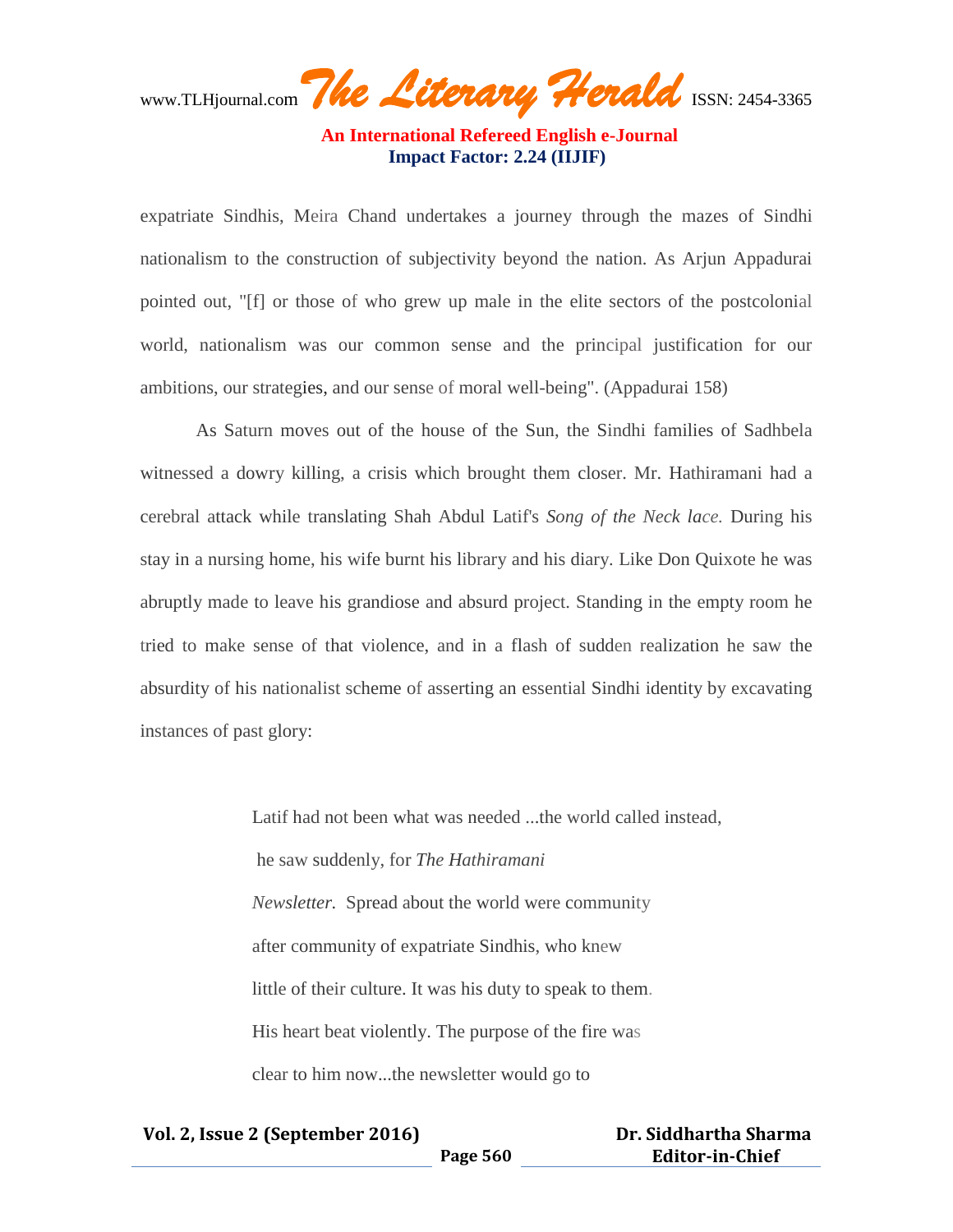expatriate Sindhis, Meira Chand undertakes a journey through the mazes of Sindhi nationalism to the construction of subjectivity beyond the nation. As Arjun Appadurai pointed out, "[f] or those of who grew up male in the elite sectors of the postcolonial world, nationalism was our common sense and the principal justification for our ambitions, our strategies, and our sense of moral well-being". (Appadurai 158)

As Saturn moves out of the house of the Sun, the Sindhi families of Sadhbela witnessed a dowry killing, a crisis which brought them closer. Mr. Hathiramani had a cerebral attack while translating Shah Abdul Latif's *Song of the Neck lace.* During his stay in a nursing home, his wife burnt his library and his diary. Like Don Quixote he was abruptly made to leave his grandiose and absurd project. Standing in the empty room he tried to make sense of that violence, and in a flash of sudden realization he saw the absurdity of his nationalist scheme of asserting an essential Sindhi identity by excavating instances of past glory:

> Latif had not been what was needed ...the world called instead,
> he saw suddenly, for *The Hathiramani*
> *Newsletter.* Spread about the world were community
> after community of expatriate Sindhis, who knew
> little of their culture. It was his duty to speak to them.
> His heart beat violently. The purpose of the fire was
> clear to him now...the newsletter would go to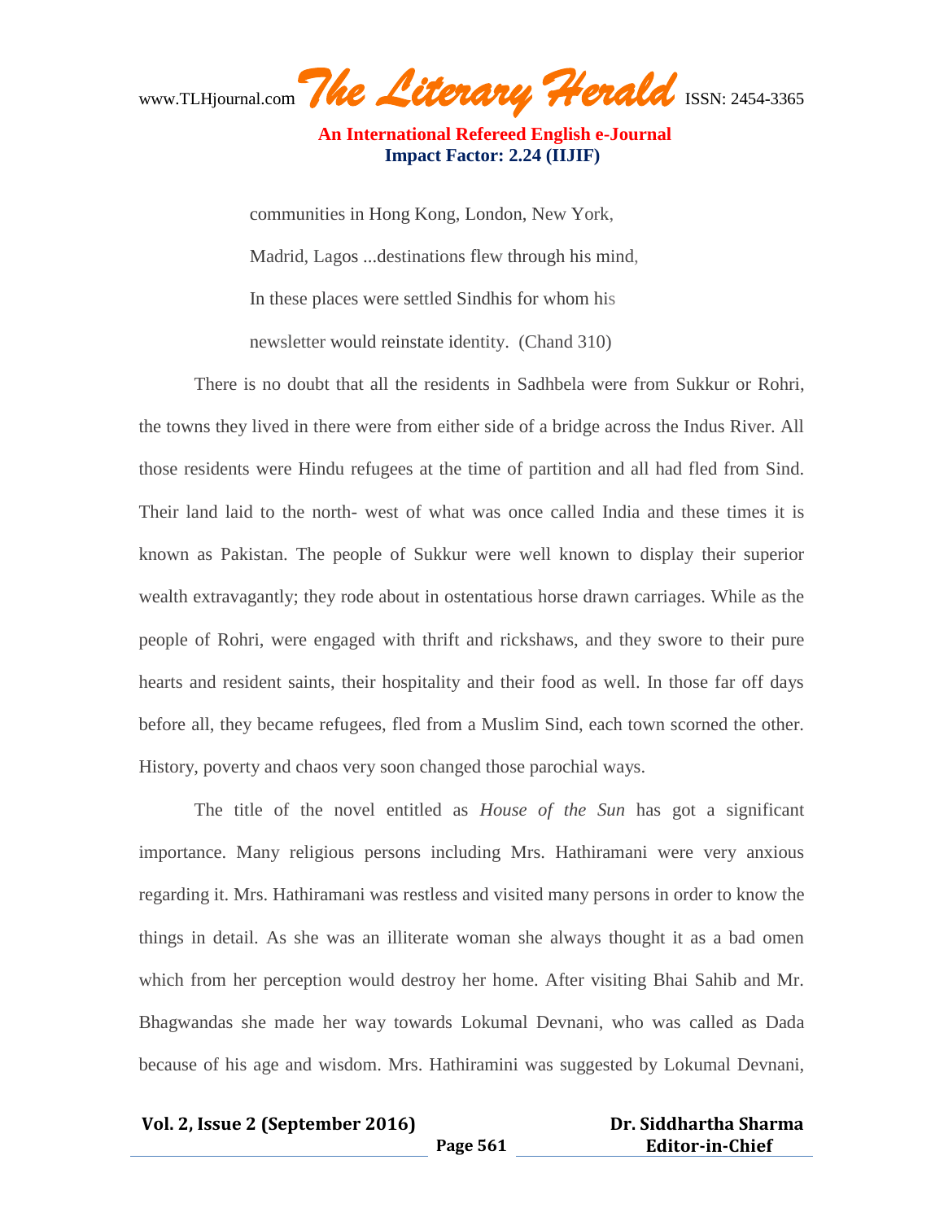communities in Hong Kong, London, New York,

Madrid, Lagos ...destinations flew through his mind,

In these places were settled Sindhis for whom his

newsletter would reinstate identity. (Chand 310)

There is no doubt that all the residents in Sadhbela were from Sukkur or Rohri, the towns they lived in there were from either side of a bridge across the Indus River. All those residents were Hindu refugees at the time of partition and all had fled from Sind. Their land laid to the north- west of what was once called India and these times it is known as Pakistan. The people of Sukkur were well known to display their superior wealth extravagantly; they rode about in ostentatious horse drawn carriages. While as the people of Rohri, were engaged with thrift and rickshaws, and they swore to their pure hearts and resident saints, their hospitality and their food as well. In those far off days before all, they became refugees, fled from a Muslim Sind, each town scorned the other. History, poverty and chaos very soon changed those parochial ways.

The title of the novel entitled as *House of the Sun* has got a significant importance. Many religious persons including Mrs. Hathiramani were very anxious regarding it. Mrs. Hathiramani was restless and visited many persons in order to know the things in detail. As she was an illiterate woman she always thought it as a bad omen which from her perception would destroy her home. After visiting Bhai Sahib and Mr. Bhagwandas she made her way towards Lokumal Devnani, who was called as Dada because of his age and wisdom. Mrs. Hathiramini was suggested by Lokumal Devnani,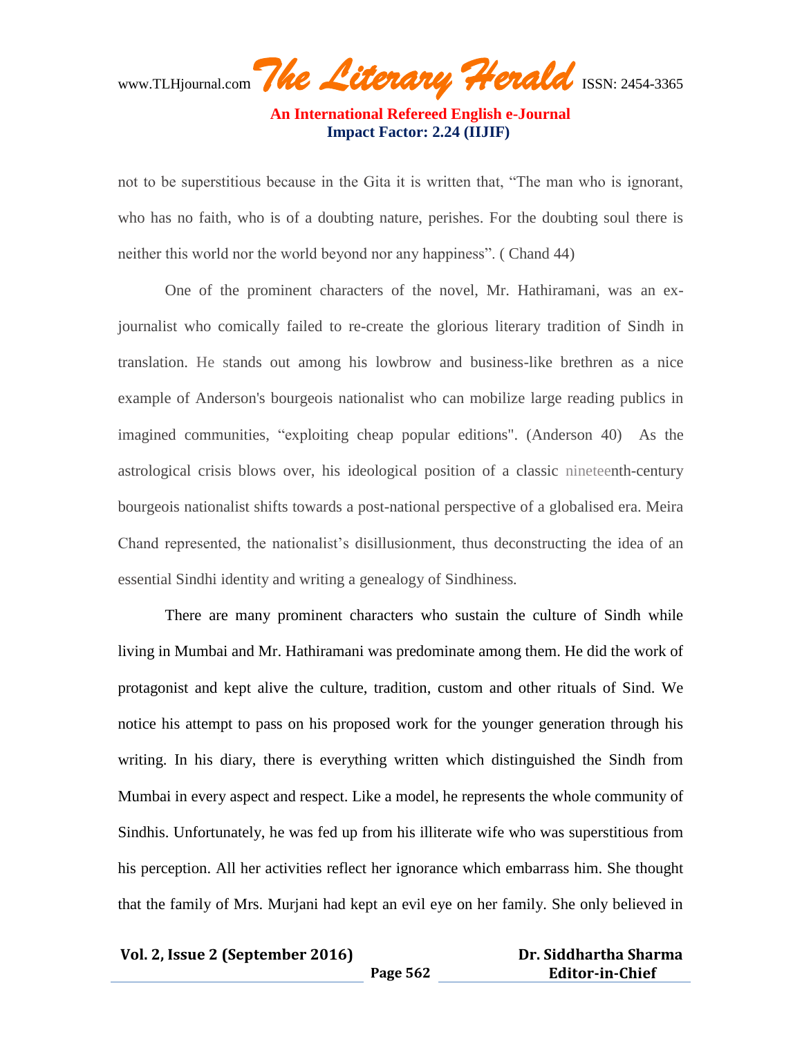not to be superstitious because in the Gita it is written that, "The man who is ignorant, who has no faith, who is of a doubting nature, perishes. For the doubting soul there is neither this world nor the world beyond nor any happiness". ( Chand 44)

One of the prominent characters of the novel, Mr. Hathiramani, was an ex-journalist who comically failed to re-create the glorious literary tradition of Sindh in translation. He stands out among his lowbrow and business-like brethren as a nice example of Anderson's bourgeois nationalist who can mobilize large reading publics in imagined communities, "exploiting cheap popular editions". (Anderson 40) As the astrological crisis blows over, his ideological position of a classic nineteenth-century bourgeois nationalist shifts towards a post-national perspective of a globalised era. Meira Chand represented, the nationalist's disillusionment, thus deconstructing the idea of an essential Sindhi identity and writing a genealogy of Sindhiness.

There are many prominent characters who sustain the culture of Sindh while living in Mumbai and Mr. Hathiramani was predominate among them. He did the work of protagonist and kept alive the culture, tradition, custom and other rituals of Sind. We notice his attempt to pass on his proposed work for the younger generation through his writing. In his diary, there is everything written which distinguished the Sindh from Mumbai in every aspect and respect. Like a model, he represents the whole community of Sindhis. Unfortunately, he was fed up from his illiterate wife who was superstitious from his perception. All her activities reflect her ignorance which embarrass him. She thought that the family of Mrs. Murjani had kept an evil eye on her family. She only believed in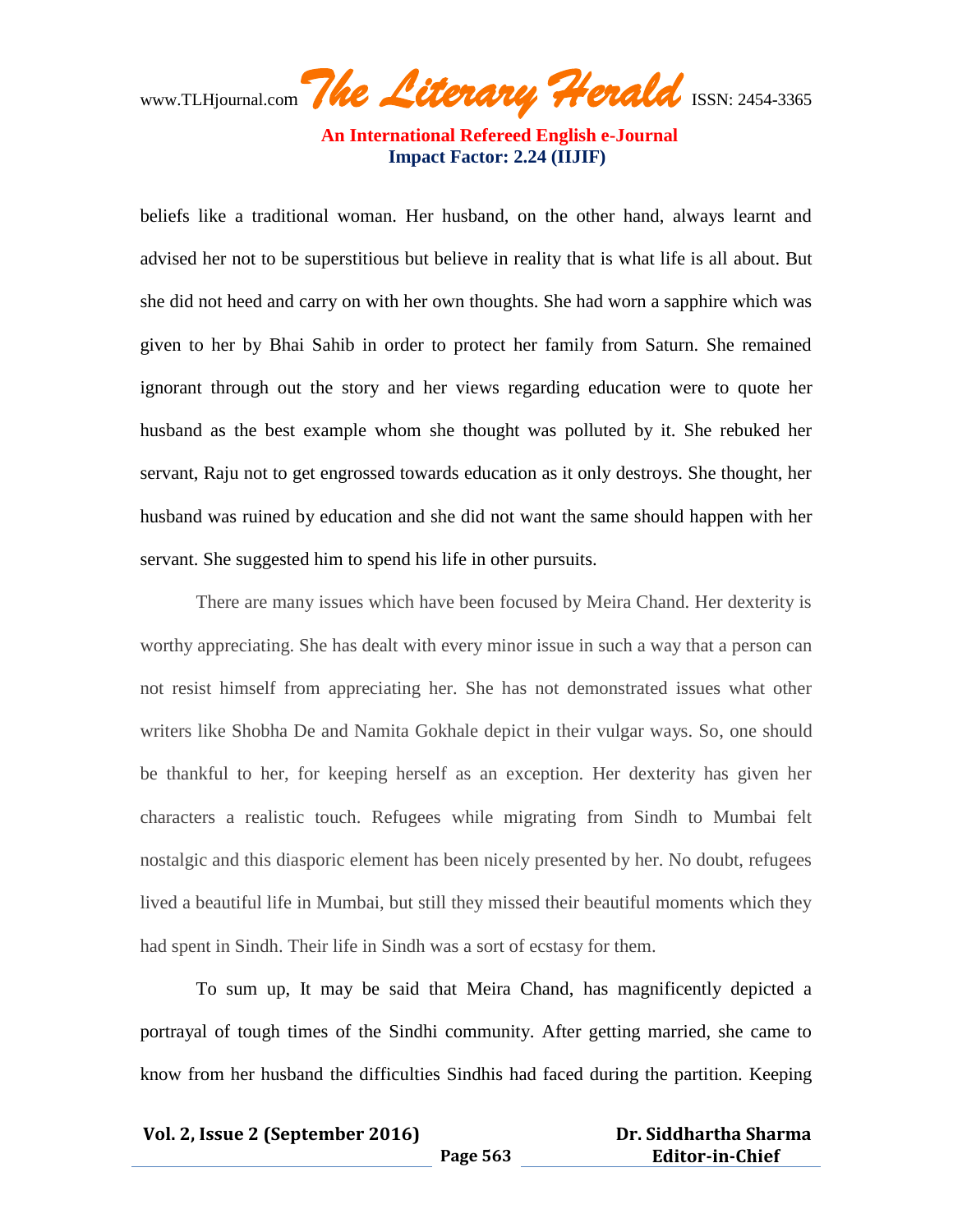beliefs like a traditional woman. Her husband, on the other hand, always learnt and advised her not to be superstitious but believe in reality that is what life is all about. But she did not heed and carry on with her own thoughts. She had worn a sapphire which was given to her by Bhai Sahib in order to protect her family from Saturn. She remained ignorant through out the story and her views regarding education were to quote her husband as the best example whom she thought was polluted by it. She rebuked her servant, Raju not to get engrossed towards education as it only destroys. She thought, her husband was ruined by education and she did not want the same should happen with her servant. She suggested him to spend his life in other pursuits.

There are many issues which have been focused by Meira Chand. Her dexterity is worthy appreciating. She has dealt with every minor issue in such a way that a person can not resist himself from appreciating her. She has not demonstrated issues what other writers like Shobha De and Namita Gokhale depict in their vulgar ways. So, one should be thankful to her, for keeping herself as an exception. Her dexterity has given her characters a realistic touch. Refugees while migrating from Sindh to Mumbai felt nostalgic and this diasporic element has been nicely presented by her. No doubt, refugees lived a beautiful life in Mumbai, but still they missed their beautiful moments which they had spent in Sindh. Their life in Sindh was a sort of ecstasy for them.

To sum up, It may be said that Meira Chand, has magnificently depicted a portrayal of tough times of the Sindhi community. After getting married, she came to know from her husband the difficulties Sindhis had faced during the partition. Keeping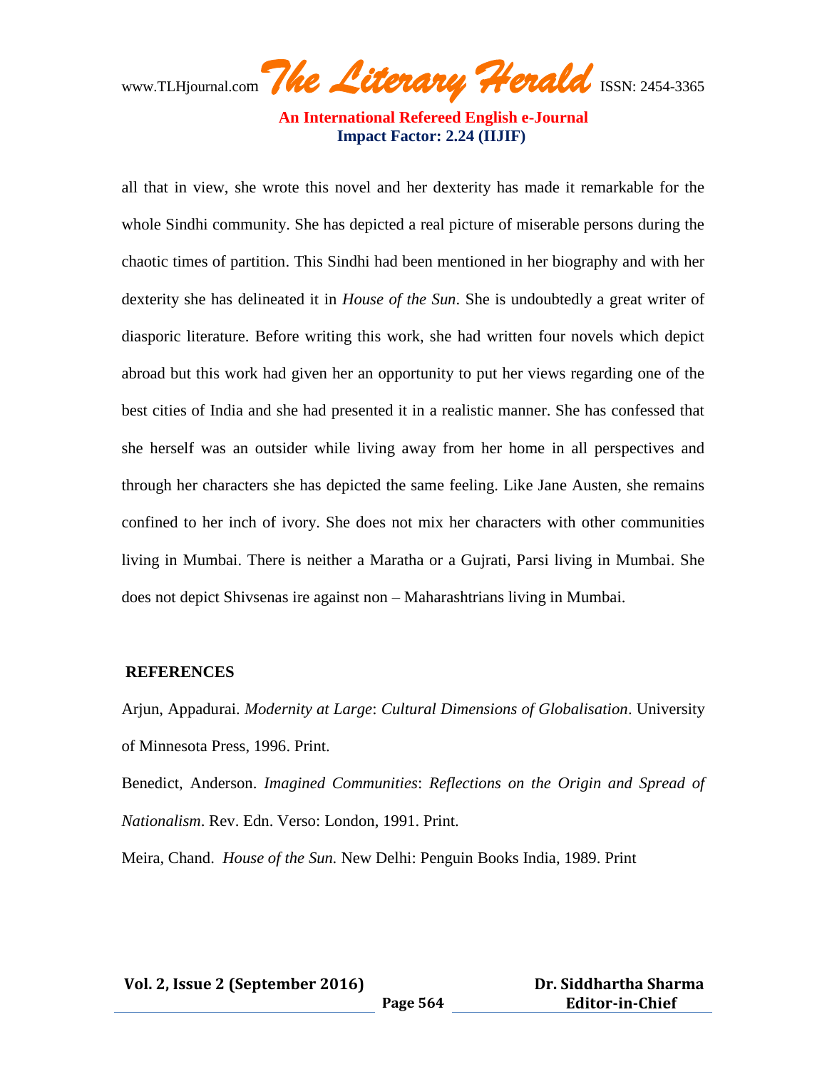all that in view, she wrote this novel and her dexterity has made it remarkable for the whole Sindhi community. She has depicted a real picture of miserable persons during the chaotic times of partition. This Sindhi had been mentioned in her biography and with her dexterity she has delineated it in *House of the Sun*. She is undoubtedly a great writer of diasporic literature. Before writing this work, she had written four novels which depict abroad but this work had given her an opportunity to put her views regarding one of the best cities of India and she had presented it in a realistic manner. She has confessed that she herself was an outsider while living away from her home in all perspectives and through her characters she has depicted the same feeling. Like Jane Austen, she remains confined to her inch of ivory. She does not mix her characters with other communities living in Mumbai. There is neither a Maratha or a Gujrati, Parsi living in Mumbai. She does not depict Shivsenas ire against non – Maharashtrians living in Mumbai.

## REFERENCES

Arjun, Appadurai. *Modernity at Large*: *Cultural Dimensions of Globalisation*. University of Minnesota Press, 1996. Print.

Benedict, Anderson. *Imagined Communities*: *Reflections on the Origin and Spread of Nationalism*. Rev. Edn. Verso: London, 1991. Print.

Meira, Chand. *House of the Sun.* New Delhi: Penguin Books India, 1989. Print